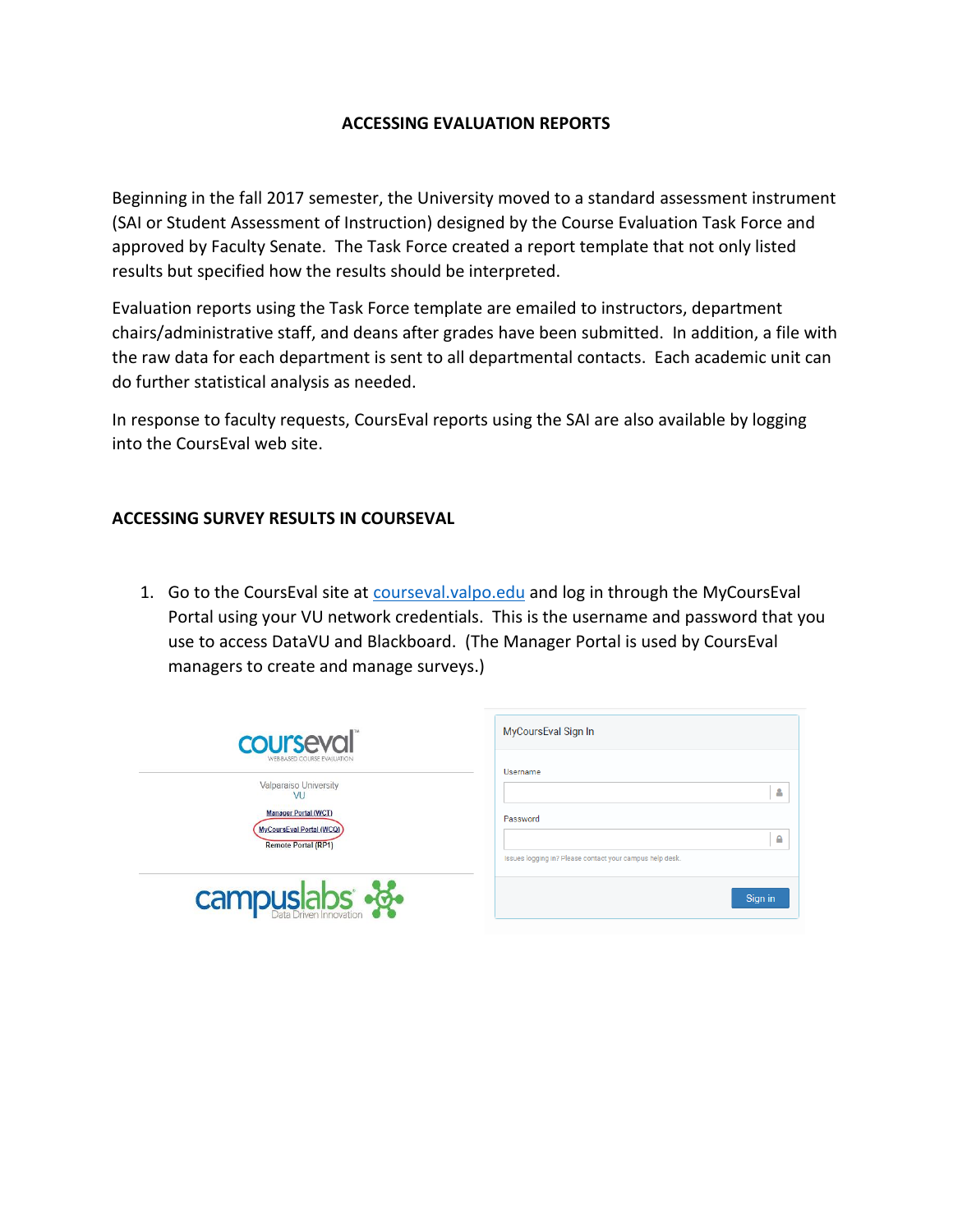**ACCESSING EVALUATION REPORTS**

Beginning in the fall 2017 semester, the University moved to a standard assessment instrument (SAI or Student Assessment of Instruction) designed by the Course Evaluation Task Force and approved by Faculty Senate. The Task Force created a report template that not only listed results but specified how the results should be interpreted.

Evaluation reports using the Task Force template are emailed to instructors, department chairs/administrative staff, and deans after grades have been submitted. In addition, a file with the raw data for each department is sent to all departmental contacts. Each academic unit can do further statistical analysis as needed.

In response to faculty requests, CoursEval reports using the SAI are also available by logging into the CoursEval web site.

**ACCESSING SURVEY RESULTS IN COURSEVAL**

1. Go to the CoursEval site at courseval.valpo.edu and log in through the MyCoursEval Portal using your VU network credentials. This is the username and password that you use to access DataVU and Blackboard. (The Manager Portal is used by CoursEval managers to create and manage surveys.)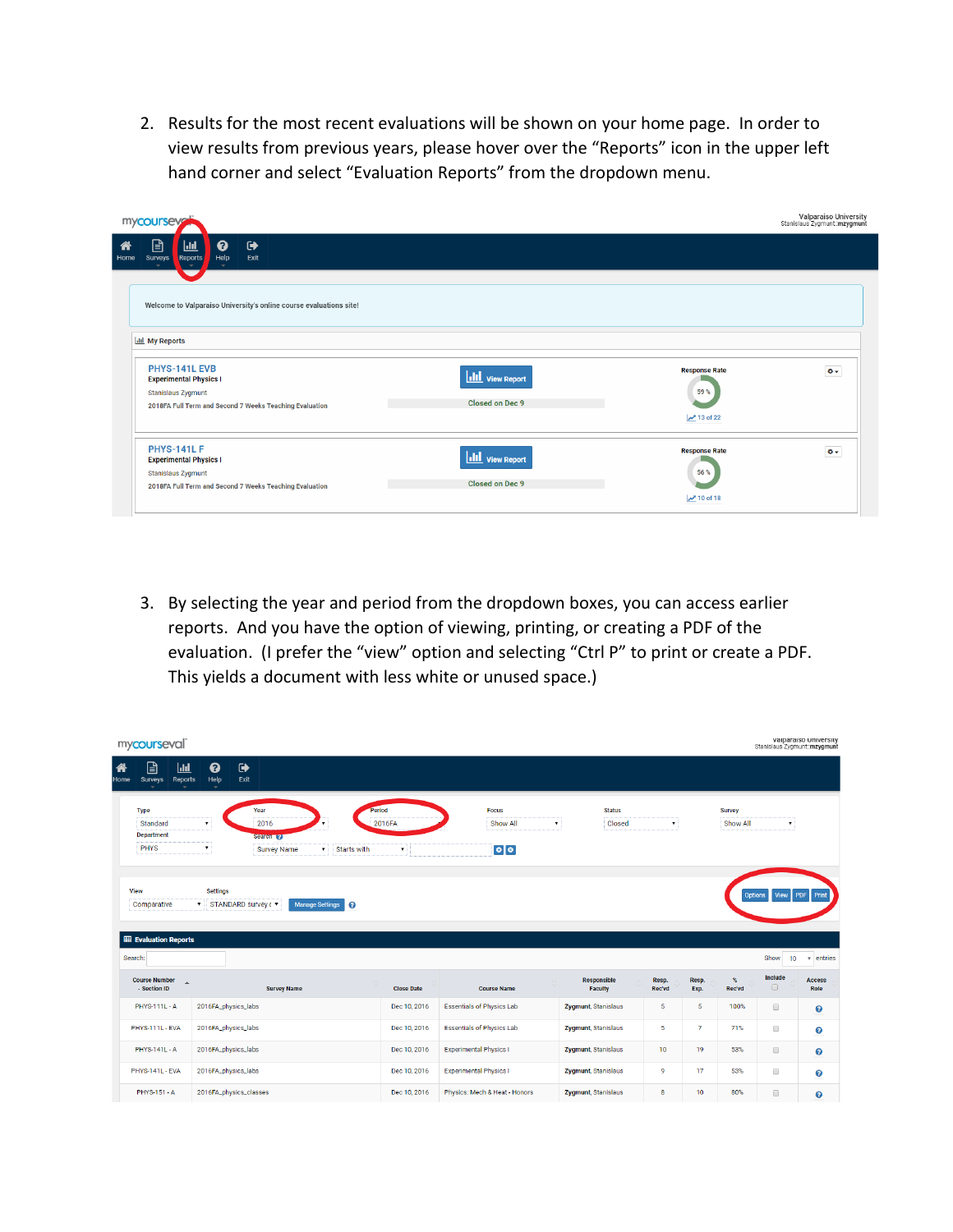2. Results for the most recent evaluations will be shown on your home page. In order to view results from previous years, please hover over the "Reports" icon in the upper left hand corner and select "Evaluation Reports" from the dropdown menu.

3. By selecting the year and period from the dropdown boxes, you can access earlier reports. And you have the option of viewing, printing, or creating a PDF of the evaluation. (I prefer the "view" option and selecting "Ctrl P" to print or create a PDF. This yields a document with less white or unused space.)